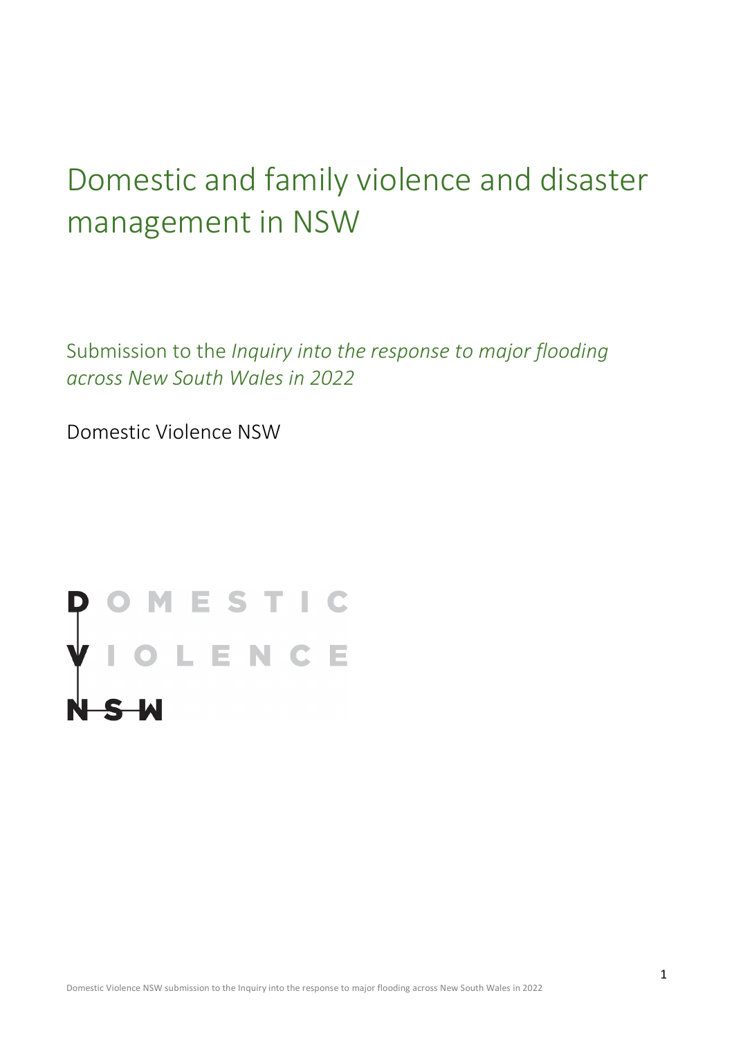# Domestic and family violence and disaster management in NSW

Submission to the *Inquiry into the response to major flooding across New South Wales in 2022*

Domestic Violence NSW

DOMESTIC
VIOLENCE
NSW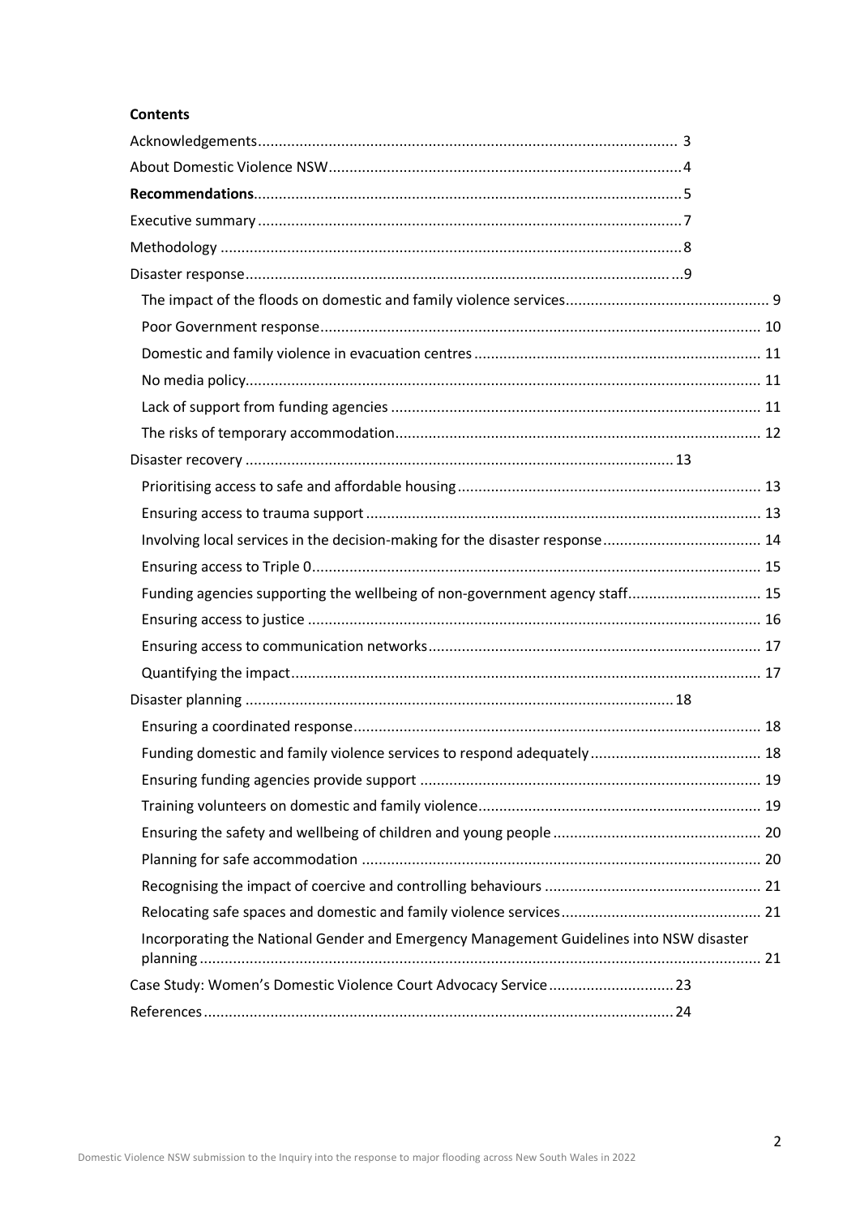**Contents**

- Acknowledgements .... 3
- About Domestic Violence NSW .... 4
- **Recommendations** .... 5
- Executive summary .... 7
- Methodology .... 8
- Disaster response .... 9
  - The impact of the floods on domestic and family violence services .... 9
  - Poor Government response .... 10
  - Domestic and family violence in evacuation centres .... 11
  - No media policy .... 11
  - Lack of support from funding agencies .... 11
  - The risks of temporary accommodation .... 12
- Disaster recovery .... 13
  - Prioritising access to safe and affordable housing .... 13
  - Ensuring access to trauma support .... 13
  - Involving local services in the decision-making for the disaster response .... 14
  - Ensuring access to Triple 0 .... 15
  - Funding agencies supporting the wellbeing of non-government agency staff .... 15
  - Ensuring access to justice .... 16
  - Ensuring access to communication networks .... 17
  - Quantifying the impact .... 17
- Disaster planning .... 18
  - Ensuring a coordinated response .... 18
  - Funding domestic and family violence services to respond adequately .... 18
  - Ensuring funding agencies provide support .... 19
  - Training volunteers on domestic and family violence .... 19
  - Ensuring the safety and wellbeing of children and young people .... 20
  - Planning for safe accommodation .... 20
  - Recognising the impact of coercive and controlling behaviours .... 21
  - Relocating safe spaces and domestic and family violence services .... 21
  - Incorporating the National Gender and Emergency Management Guidelines into NSW disaster planning .... 21
- Case Study: Women's Domestic Violence Court Advocacy Service .... 23
- References .... 24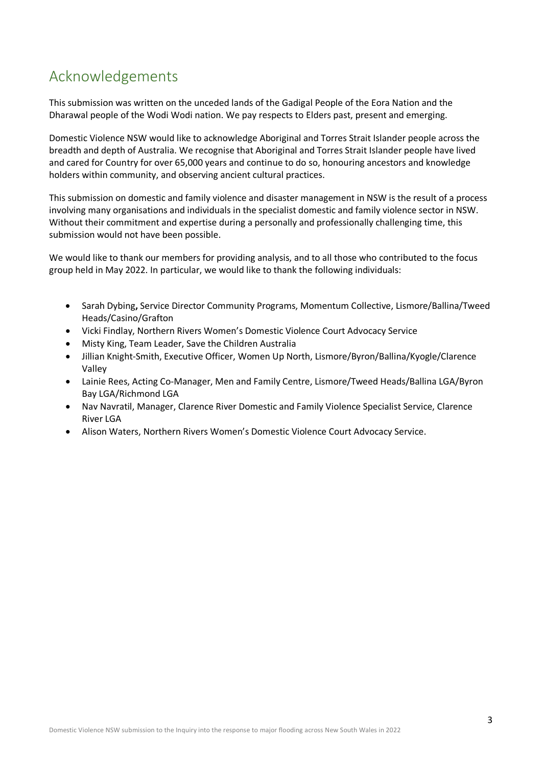# Acknowledgements

This submission was written on the unceded lands of the Gadigal People of the Eora Nation and the Dharawal people of the Wodi Wodi nation. We pay respects to Elders past, present and emerging.

Domestic Violence NSW would like to acknowledge Aboriginal and Torres Strait Islander people across the breadth and depth of Australia. We recognise that Aboriginal and Torres Strait Islander people have lived and cared for Country for over 65,000 years and continue to do so, honouring ancestors and knowledge holders within community, and observing ancient cultural practices.

This submission on domestic and family violence and disaster management in NSW is the result of a process involving many organisations and individuals in the specialist domestic and family violence sector in NSW. Without their commitment and expertise during a personally and professionally challenging time, this submission would not have been possible.

We would like to thank our members for providing analysis, and to all those who contributed to the focus group held in May 2022. In particular, we would like to thank the following individuals:

- Sarah Dybing**,** Service Director Community Programs, Momentum Collective, Lismore/Ballina/Tweed Heads/Casino/Grafton
- Vicki Findlay, Northern Rivers Women's Domestic Violence Court Advocacy Service
- Misty King, Team Leader, Save the Children Australia
- Jillian Knight-Smith, Executive Officer, Women Up North, Lismore/Byron/Ballina/Kyogle/Clarence Valley
- Lainie Rees, Acting Co-Manager, Men and Family Centre, Lismore/Tweed Heads/Ballina LGA/Byron Bay LGA/Richmond LGA
- Nav Navratil, Manager, Clarence River Domestic and Family Violence Specialist Service, Clarence River LGA
- Alison Waters, Northern Rivers Women's Domestic Violence Court Advocacy Service.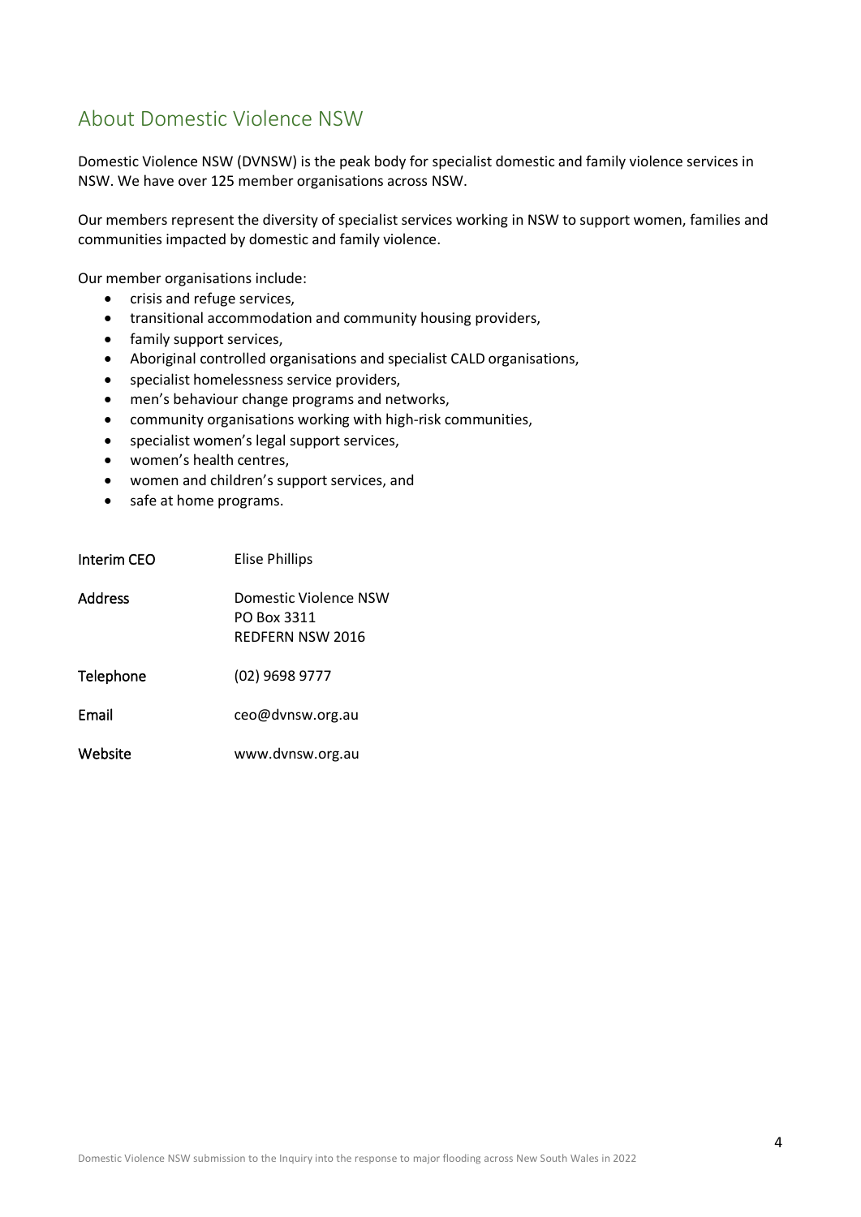## About Domestic Violence NSW

Domestic Violence NSW (DVNSW) is the peak body for specialist domestic and family violence services in NSW. We have over 125 member organisations across NSW.

Our members represent the diversity of specialist services working in NSW to support women, families and communities impacted by domestic and family violence.

Our member organisations include:

- crisis and refuge services,
- transitional accommodation and community housing providers,
- family support services,
- Aboriginal controlled organisations and specialist CALD organisations,
- specialist homelessness service providers,
- men's behaviour change programs and networks,
- community organisations working with high-risk communities,
- specialist women's legal support services,
- women's health centres,
- women and children's support services, and
- safe at home programs.

| | |
|---|---|
| Interim CEO | Elise Phillips |
| Address | Domestic Violence NSW<br>PO Box 3311<br>REDFERN NSW 2016 |
| Telephone | (02) 9698 9777 |
| Email | ceo@dvnsw.org.au |
| Website | www.dvnsw.org.au |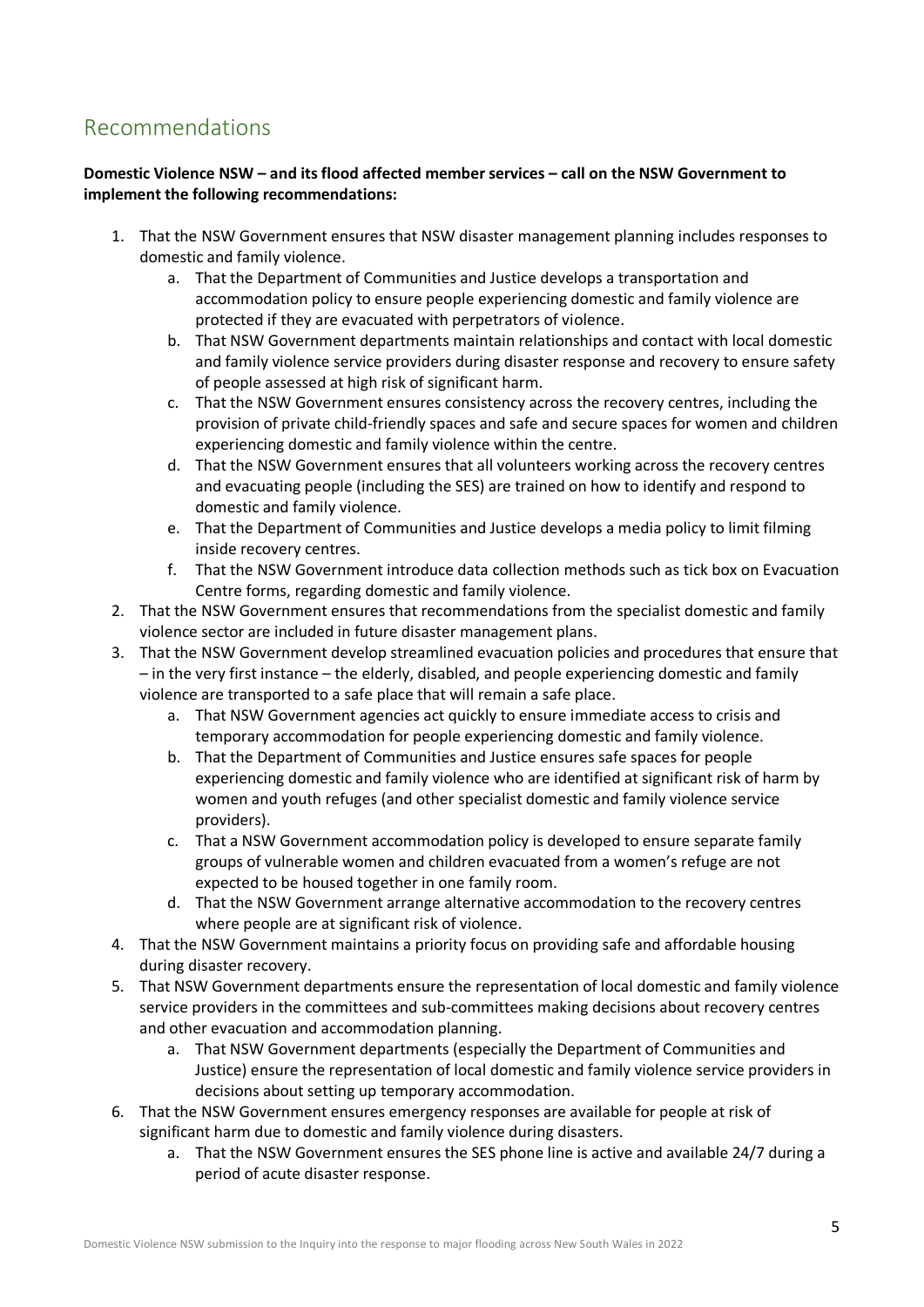## Recommendations

**Domestic Violence NSW – and its flood affected member services – call on the NSW Government to implement the following recommendations:**

1. That the NSW Government ensures that NSW disaster management planning includes responses to domestic and family violence.
    a. That the Department of Communities and Justice develops a transportation and accommodation policy to ensure people experiencing domestic and family violence are protected if they are evacuated with perpetrators of violence.
    b. That NSW Government departments maintain relationships and contact with local domestic and family violence service providers during disaster response and recovery to ensure safety of people assessed at high risk of significant harm.
    c. That the NSW Government ensures consistency across the recovery centres, including the provision of private child-friendly spaces and safe and secure spaces for women and children experiencing domestic and family violence within the centre.
    d. That the NSW Government ensures that all volunteers working across the recovery centres and evacuating people (including the SES) are trained on how to identify and respond to domestic and family violence.
    e. That the Department of Communities and Justice develops a media policy to limit filming inside recovery centres.
    f. That the NSW Government introduce data collection methods such as tick box on Evacuation Centre forms, regarding domestic and family violence.
2. That the NSW Government ensures that recommendations from the specialist domestic and family violence sector are included in future disaster management plans.
3. That the NSW Government develop streamlined evacuation policies and procedures that ensure that – in the very first instance – the elderly, disabled, and people experiencing domestic and family violence are transported to a safe place that will remain a safe place.
    a. That NSW Government agencies act quickly to ensure immediate access to crisis and temporary accommodation for people experiencing domestic and family violence.
    b. That the Department of Communities and Justice ensures safe spaces for people experiencing domestic and family violence who are identified at significant risk of harm by women and youth refuges (and other specialist domestic and family violence service providers).
    c. That a NSW Government accommodation policy is developed to ensure separate family groups of vulnerable women and children evacuated from a women's refuge are not expected to be housed together in one family room.
    d. That the NSW Government arrange alternative accommodation to the recovery centres where people are at significant risk of violence.
4. That the NSW Government maintains a priority focus on providing safe and affordable housing during disaster recovery.
5. That NSW Government departments ensure the representation of local domestic and family violence service providers in the committees and sub-committees making decisions about recovery centres and other evacuation and accommodation planning.
    a. That NSW Government departments (especially the Department of Communities and Justice) ensure the representation of local domestic and family violence service providers in decisions about setting up temporary accommodation.
6. That the NSW Government ensures emergency responses are available for people at risk of significant harm due to domestic and family violence during disasters.
    a. That the NSW Government ensures the SES phone line is active and available 24/7 during a period of acute disaster response.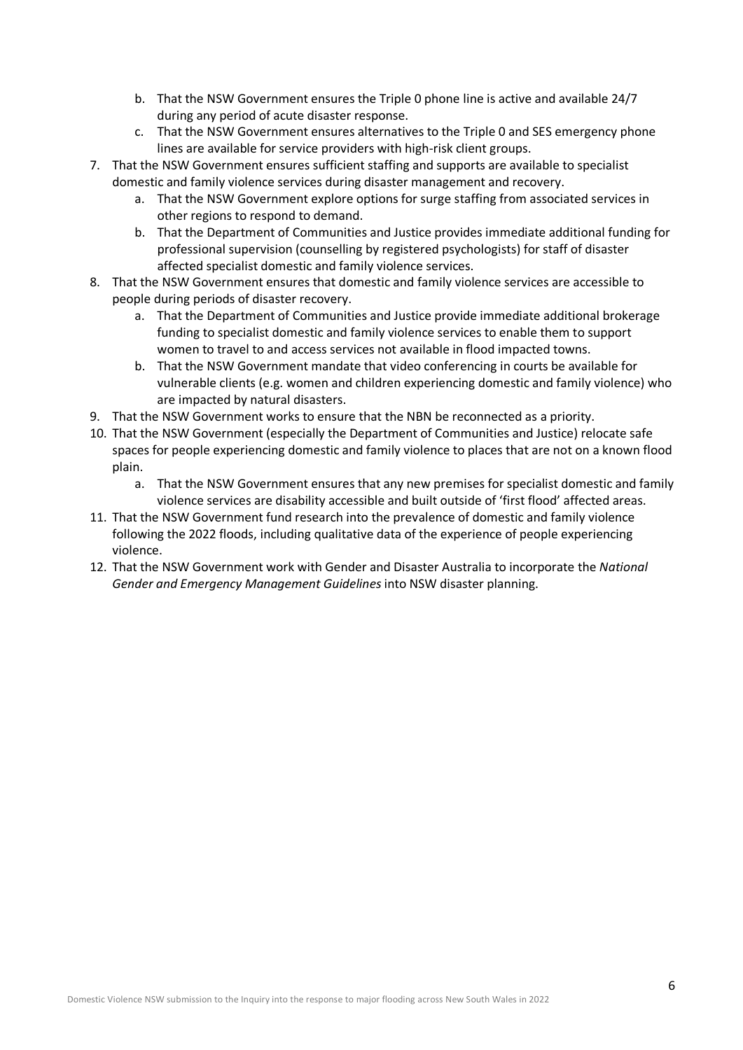b. That the NSW Government ensures the Triple 0 phone line is active and available 24/7 during any period of acute disaster response.
   c. That the NSW Government ensures alternatives to the Triple 0 and SES emergency phone lines are available for service providers with high-risk client groups.

7. That the NSW Government ensures sufficient staffing and supports are available to specialist domestic and family violence services during disaster management and recovery.
   a. That the NSW Government explore options for surge staffing from associated services in other regions to respond to demand.
   b. That the Department of Communities and Justice provides immediate additional funding for professional supervision (counselling by registered psychologists) for staff of disaster affected specialist domestic and family violence services.
8. That the NSW Government ensures that domestic and family violence services are accessible to people during periods of disaster recovery.
   a. That the Department of Communities and Justice provide immediate additional brokerage funding to specialist domestic and family violence services to enable them to support women to travel to and access services not available in flood impacted towns.
   b. That the NSW Government mandate that video conferencing in courts be available for vulnerable clients (e.g. women and children experiencing domestic and family violence) who are impacted by natural disasters.
9. That the NSW Government works to ensure that the NBN be reconnected as a priority.
10. That the NSW Government (especially the Department of Communities and Justice) relocate safe spaces for people experiencing domestic and family violence to places that are not on a known flood plain.
    a. That the NSW Government ensures that any new premises for specialist domestic and family violence services are disability accessible and built outside of 'first flood' affected areas.
11. That the NSW Government fund research into the prevalence of domestic and family violence following the 2022 floods, including qualitative data of the experience of people experiencing violence.
12. That the NSW Government work with Gender and Disaster Australia to incorporate the *National Gender and Emergency Management Guidelines* into NSW disaster planning.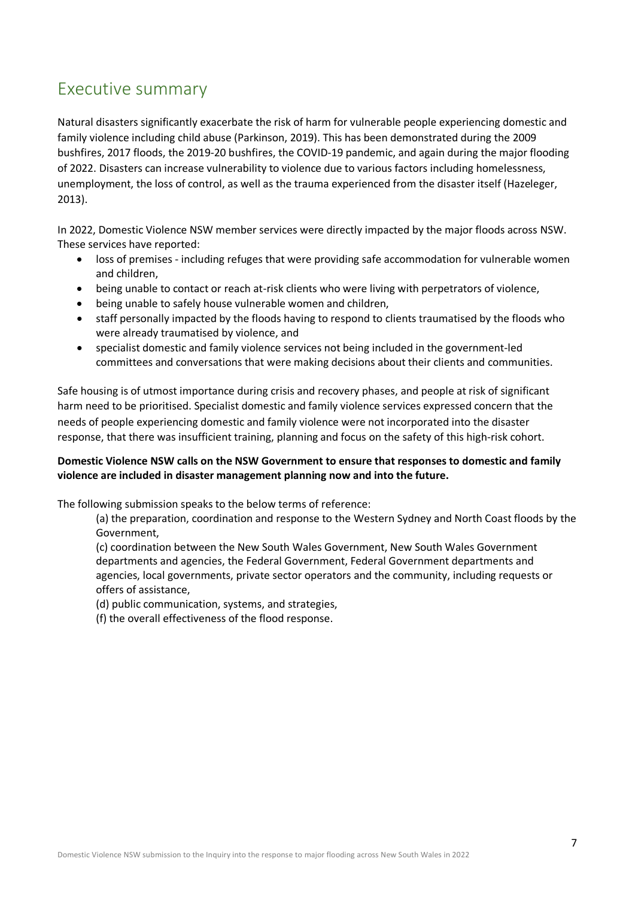# Executive summary

Natural disasters significantly exacerbate the risk of harm for vulnerable people experiencing domestic and family violence including child abuse (Parkinson, 2019). This has been demonstrated during the 2009 bushfires, 2017 floods, the 2019-20 bushfires, the COVID-19 pandemic, and again during the major flooding of 2022. Disasters can increase vulnerability to violence due to various factors including homelessness, unemployment, the loss of control, as well as the trauma experienced from the disaster itself (Hazeleger, 2013).

In 2022, Domestic Violence NSW member services were directly impacted by the major floods across NSW. These services have reported:

- loss of premises - including refuges that were providing safe accommodation for vulnerable women and children,
- being unable to contact or reach at-risk clients who were living with perpetrators of violence,
- being unable to safely house vulnerable women and children,
- staff personally impacted by the floods having to respond to clients traumatised by the floods who were already traumatised by violence, and
- specialist domestic and family violence services not being included in the government-led committees and conversations that were making decisions about their clients and communities.

Safe housing is of utmost importance during crisis and recovery phases, and people at risk of significant harm need to be prioritised. Specialist domestic and family violence services expressed concern that the needs of people experiencing domestic and family violence were not incorporated into the disaster response, that there was insufficient training, planning and focus on the safety of this high-risk cohort.

**Domestic Violence NSW calls on the NSW Government to ensure that responses to domestic and family violence are included in disaster management planning now and into the future.**

The following submission speaks to the below terms of reference:

(a) the preparation, coordination and response to the Western Sydney and North Coast floods by the Government,

(c) coordination between the New South Wales Government, New South Wales Government departments and agencies, the Federal Government, Federal Government departments and agencies, local governments, private sector operators and the community, including requests or offers of assistance,

(d) public communication, systems, and strategies,

(f) the overall effectiveness of the flood response.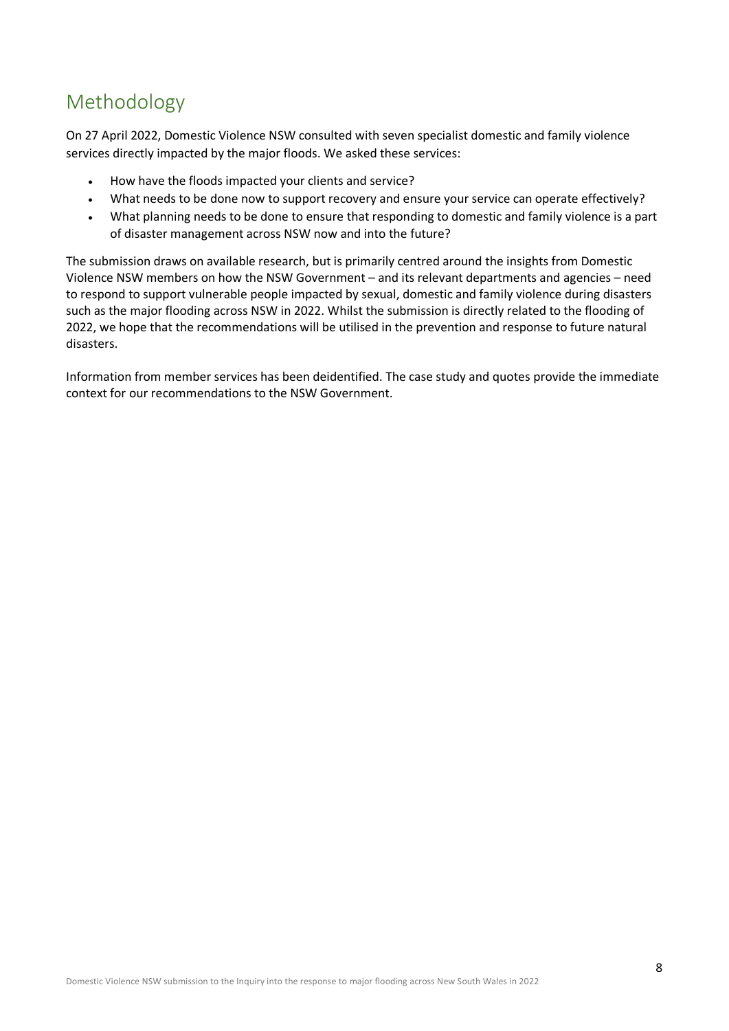# Methodology

On 27 April 2022, Domestic Violence NSW consulted with seven specialist domestic and family violence services directly impacted by the major floods. We asked these services:

- How have the floods impacted your clients and service?
- What needs to be done now to support recovery and ensure your service can operate effectively?
- What planning needs to be done to ensure that responding to domestic and family violence is a part of disaster management across NSW now and into the future?

The submission draws on available research, but is primarily centred around the insights from Domestic Violence NSW members on how the NSW Government – and its relevant departments and agencies – need to respond to support vulnerable people impacted by sexual, domestic and family violence during disasters such as the major flooding across NSW in 2022. Whilst the submission is directly related to the flooding of 2022, we hope that the recommendations will be utilised in the prevention and response to future natural disasters.

Information from member services has been deidentified. The case study and quotes provide the immediate context for our recommendations to the NSW Government.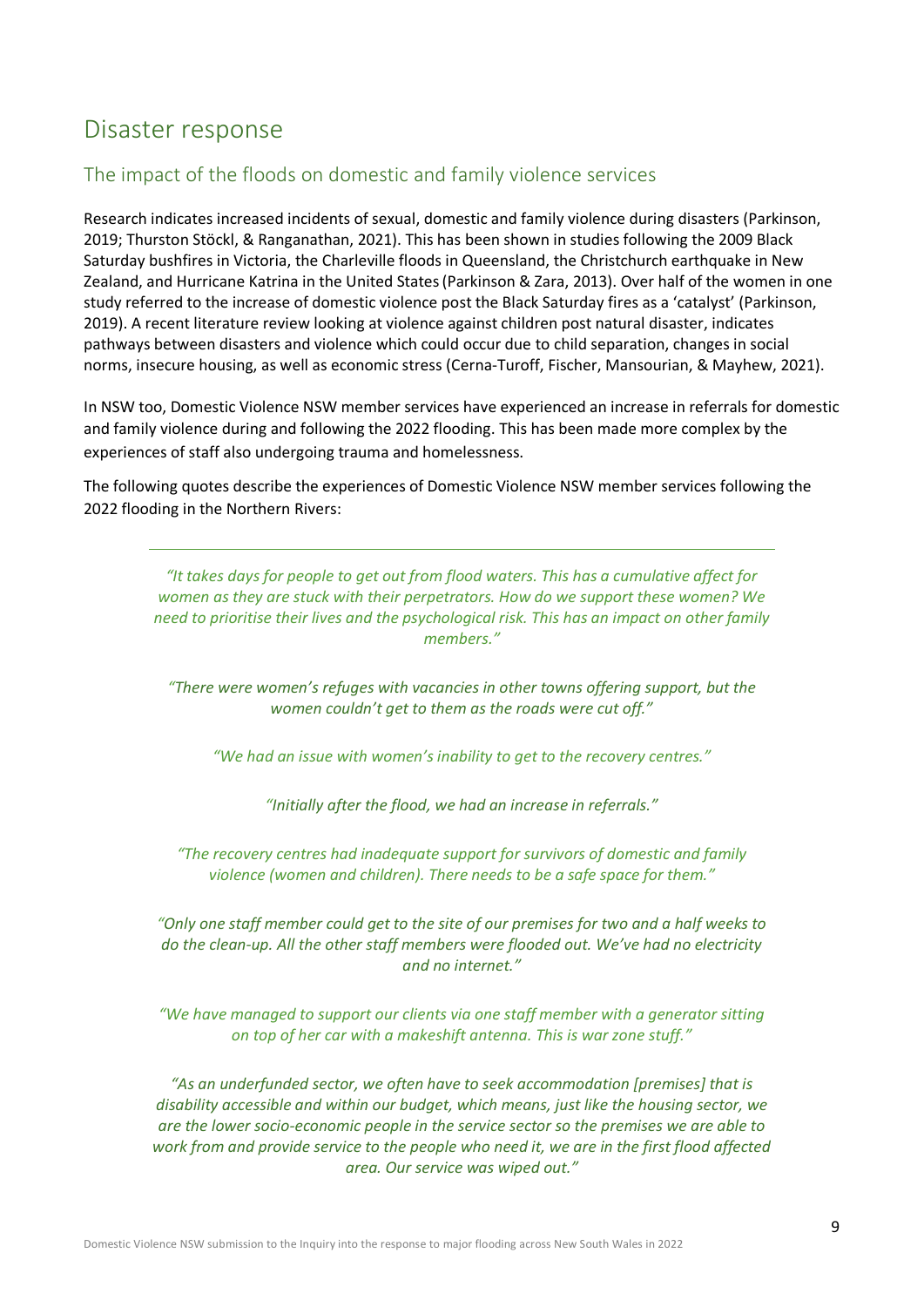## Disaster response

### The impact of the floods on domestic and family violence services

Research indicates increased incidents of sexual, domestic and family violence during disasters (Parkinson, 2019; Thurston Stöckl, & Ranganathan, 2021). This has been shown in studies following the 2009 Black Saturday bushfires in Victoria, the Charleville floods in Queensland, the Christchurch earthquake in New Zealand, and Hurricane Katrina in the United States (Parkinson & Zara, 2013). Over half of the women in one study referred to the increase of domestic violence post the Black Saturday fires as a 'catalyst' (Parkinson, 2019). A recent literature review looking at violence against children post natural disaster, indicates pathways between disasters and violence which could occur due to child separation, changes in social norms, insecure housing, as well as economic stress (Cerna-Turoff, Fischer, Mansourian, & Mayhew, 2021).

In NSW too, Domestic Violence NSW member services have experienced an increase in referrals for domestic and family violence during and following the 2022 flooding. This has been made more complex by the experiences of staff also undergoing trauma and homelessness.

The following quotes describe the experiences of Domestic Violence NSW member services following the 2022 flooding in the Northern Rivers:

---

> *"It takes days for people to get out from flood waters. This has a cumulative affect for women as they are stuck with their perpetrators. How do we support these women? We need to prioritise their lives and the psychological risk. This has an impact on other family members."*

> *"There were women's refuges with vacancies in other towns offering support, but the women couldn't get to them as the roads were cut off."*

> *"We had an issue with women's inability to get to the recovery centres."*

> *"Initially after the flood, we had an increase in referrals."*

> *"The recovery centres had inadequate support for survivors of domestic and family violence (women and children). There needs to be a safe space for them."*

> *"Only one staff member could get to the site of our premises for two and a half weeks to do the clean-up. All the other staff members were flooded out. We've had no electricity and no internet."*

> *"We have managed to support our clients via one staff member with a generator sitting on top of her car with a makeshift antenna. This is war zone stuff."*

> *"As an underfunded sector, we often have to seek accommodation [premises] that is disability accessible and within our budget, which means, just like the housing sector, we are the lower socio-economic people in the service sector so the premises we are able to work from and provide service to the people who need it, we are in the first flood affected area. Our service was wiped out."*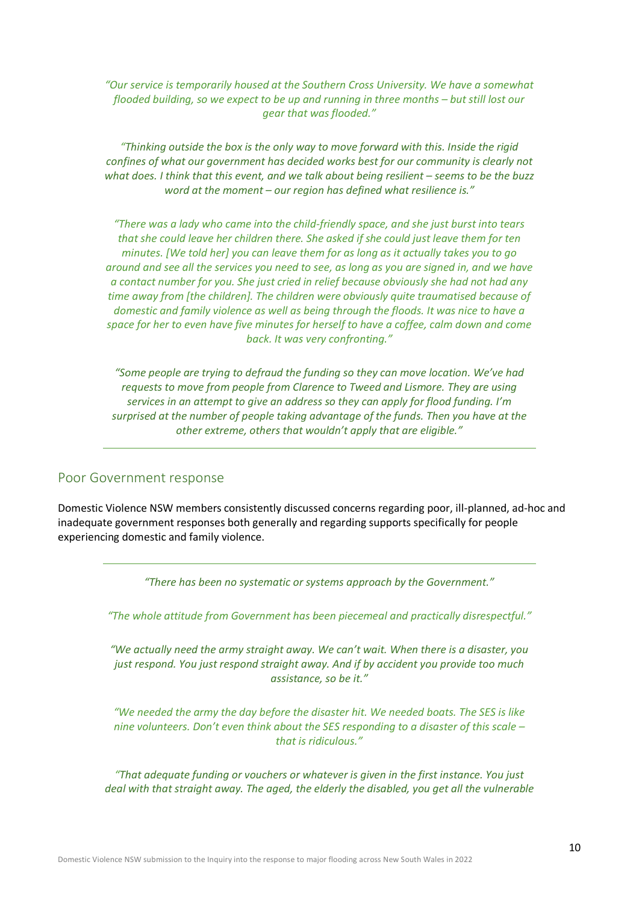*"Our service is temporarily housed at the Southern Cross University. We have a somewhat flooded building, so we expect to be up and running in three months – but still lost our gear that was flooded."*

*"Thinking outside the box is the only way to move forward with this. Inside the rigid confines of what our government has decided works best for our community is clearly not what does. I think that this event, and we talk about being resilient – seems to be the buzz word at the moment – our region has defined what resilience is."*

*"There was a lady who came into the child-friendly space, and she just burst into tears that she could leave her children there. She asked if she could just leave them for ten minutes. [We told her] you can leave them for as long as it actually takes you to go around and see all the services you need to see, as long as you are signed in, and we have a contact number for you. She just cried in relief because obviously she had not had any time away from [the children]. The children were obviously quite traumatised because of domestic and family violence as well as being through the floods. It was nice to have a space for her to even have five minutes for herself to have a coffee, calm down and come back. It was very confronting."*

*"Some people are trying to defraud the funding so they can move location. We've had requests to move from people from Clarence to Tweed and Lismore. They are using services in an attempt to give an address so they can apply for flood funding. I'm surprised at the number of people taking advantage of the funds. Then you have at the other extreme, others that wouldn't apply that are eligible."*

---

## Poor Government response

Domestic Violence NSW members consistently discussed concerns regarding poor, ill-planned, ad-hoc and inadequate government responses both generally and regarding supports specifically for people experiencing domestic and family violence.

---

*"There has been no systematic or systems approach by the Government."*

*"The whole attitude from Government has been piecemeal and practically disrespectful."*

*"We actually need the army straight away. We can't wait. When there is a disaster, you just respond. You just respond straight away. And if by accident you provide too much assistance, so be it."*

*"We needed the army the day before the disaster hit. We needed boats. The SES is like nine volunteers. Don't even think about the SES responding to a disaster of this scale – that is ridiculous."*

*"That adequate funding or vouchers or whatever is given in the first instance. You just deal with that straight away. The aged, the elderly the disabled, you get all the vulnerable*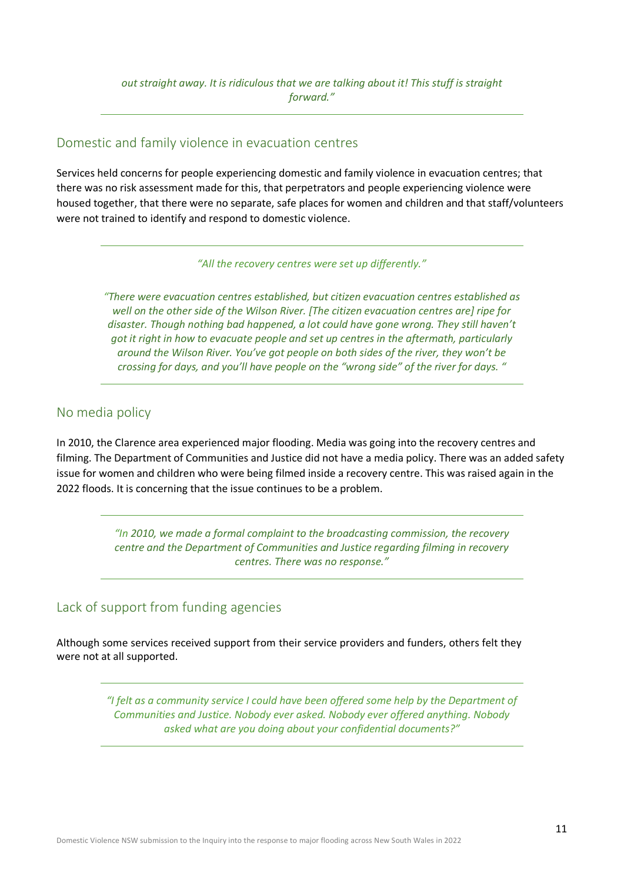*out straight away. It is ridiculous that we are talking about it! This stuff is straight forward."*

---

## Domestic and family violence in evacuation centres

Services held concerns for people experiencing domestic and family violence in evacuation centres; that there was no risk assessment made for this, that perpetrators and people experiencing violence were housed together, that there were no separate, safe places for women and children and that staff/volunteers were not trained to identify and respond to domestic violence.

---

*"All the recovery centres were set up differently."*

*"There were evacuation centres established, but citizen evacuation centres established as well on the other side of the Wilson River. [The citizen evacuation centres are] ripe for disaster. Though nothing bad happened, a lot could have gone wrong. They still haven't got it right in how to evacuate people and set up centres in the aftermath, particularly around the Wilson River. You've got people on both sides of the river, they won't be crossing for days, and you'll have people on the "wrong side" of the river for days. "*

---

## No media policy

In 2010, the Clarence area experienced major flooding. Media was going into the recovery centres and filming. The Department of Communities and Justice did not have a media policy. There was an added safety issue for women and children who were being filmed inside a recovery centre. This was raised again in the 2022 floods. It is concerning that the issue continues to be a problem.

---

*"In 2010, we made a formal complaint to the broadcasting commission, the recovery centre and the Department of Communities and Justice regarding filming in recovery centres. There was no response."*

---

## Lack of support from funding agencies

Although some services received support from their service providers and funders, others felt they were not at all supported.

---

*"I felt as a community service I could have been offered some help by the Department of Communities and Justice. Nobody ever asked. Nobody ever offered anything. Nobody asked what are you doing about your confidential documents?"*

---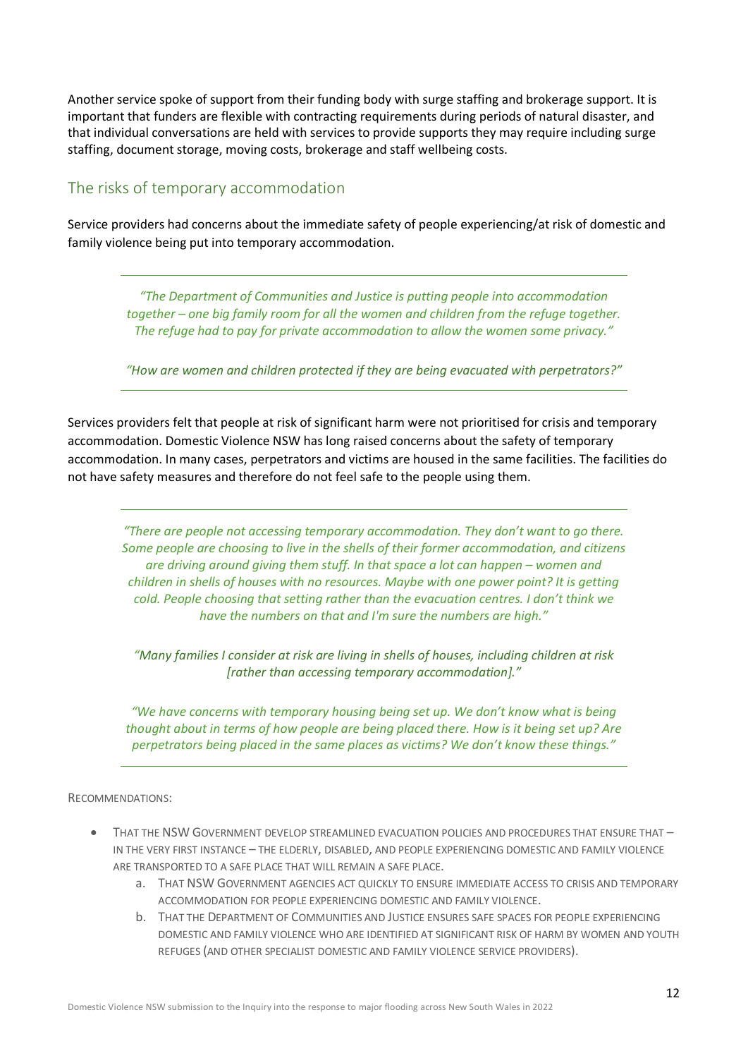Another service spoke of support from their funding body with surge staffing and brokerage support. It is important that funders are flexible with contracting requirements during periods of natural disaster, and that individual conversations are held with services to provide supports they may require including surge staffing, document storage, moving costs, brokerage and staff wellbeing costs.

## The risks of temporary accommodation

Service providers had concerns about the immediate safety of people experiencing/at risk of domestic and family violence being put into temporary accommodation.

> *"The Department of Communities and Justice is putting people into accommodation together – one big family room for all the women and children from the refuge together. The refuge had to pay for private accommodation to allow the women some privacy."*
>
> *"How are women and children protected if they are being evacuated with perpetrators?"*

Services providers felt that people at risk of significant harm were not prioritised for crisis and temporary accommodation. Domestic Violence NSW has long raised concerns about the safety of temporary accommodation. In many cases, perpetrators and victims are housed in the same facilities. The facilities do not have safety measures and therefore do not feel safe to the people using them.

> *"There are people not accessing temporary accommodation. They don't want to go there. Some people are choosing to live in the shells of their former accommodation, and citizens are driving around giving them stuff. In that space a lot can happen – women and children in shells of houses with no resources. Maybe with one power point? It is getting cold. People choosing that setting rather than the evacuation centres. I don't think we have the numbers on that and I'm sure the numbers are high."*
>
> *"Many families I consider at risk are living in shells of houses, including children at risk [rather than accessing temporary accommodation]."*
>
> *"We have concerns with temporary housing being set up. We don't know what is being thought about in terms of how people are being placed there. How is it being set up? Are perpetrators being placed in the same places as victims? We don't know these things."*

RECOMMENDATIONS:

- THAT THE NSW GOVERNMENT DEVELOP STREAMLINED EVACUATION POLICIES AND PROCEDURES THAT ENSURE THAT – IN THE VERY FIRST INSTANCE – THE ELDERLY, DISABLED, AND PEOPLE EXPERIENCING DOMESTIC AND FAMILY VIOLENCE ARE TRANSPORTED TO A SAFE PLACE THAT WILL REMAIN A SAFE PLACE.
    a. THAT NSW GOVERNMENT AGENCIES ACT QUICKLY TO ENSURE IMMEDIATE ACCESS TO CRISIS AND TEMPORARY ACCOMMODATION FOR PEOPLE EXPERIENCING DOMESTIC AND FAMILY VIOLENCE.
    b. THAT THE DEPARTMENT OF COMMUNITIES AND JUSTICE ENSURES SAFE SPACES FOR PEOPLE EXPERIENCING DOMESTIC AND FAMILY VIOLENCE WHO ARE IDENTIFIED AT SIGNIFICANT RISK OF HARM BY WOMEN AND YOUTH REFUGES (AND OTHER SPECIALIST DOMESTIC AND FAMILY VIOLENCE SERVICE PROVIDERS).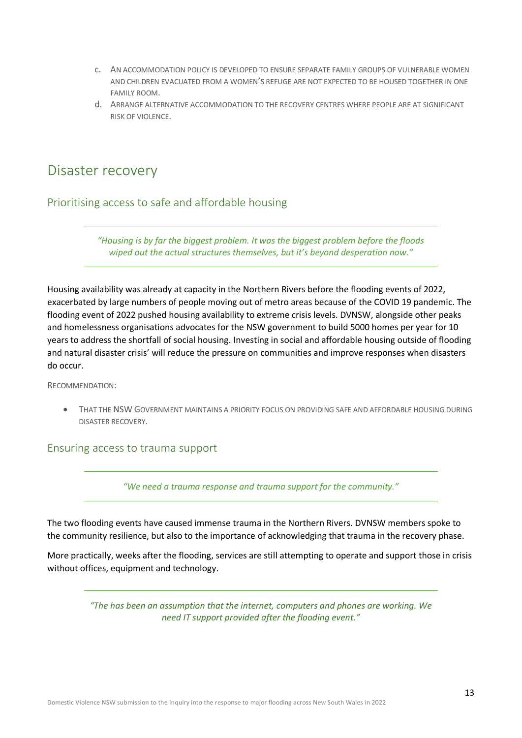c. An accommodation policy is developed to ensure separate family groups of vulnerable women and children evacuated from a women's refuge are not expected to be housed together in one family room.

d. Arrange alternative accommodation to the recovery centres where people are at significant risk of violence.

# Disaster recovery

## Prioritising access to safe and affordable housing

> *"Housing is by far the biggest problem. It was the biggest problem before the floods wiped out the actual structures themselves, but it's beyond desperation now."*

Housing availability was already at capacity in the Northern Rivers before the flooding events of 2022, exacerbated by large numbers of people moving out of metro areas because of the COVID 19 pandemic. The flooding event of 2022 pushed housing availability to extreme crisis levels. DVNSW, alongside other peaks and homelessness organisations advocates for the NSW government to build 5000 homes per year for 10 years to address the shortfall of social housing. Investing in social and affordable housing outside of flooding and natural disaster crisis' will reduce the pressure on communities and improve responses when disasters do occur.

Recommendation:

- That the NSW Government maintains a priority focus on providing safe and affordable housing during disaster recovery.

## Ensuring access to trauma support

> *"We need a trauma response and trauma support for the community."*

The two flooding events have caused immense trauma in the Northern Rivers. DVNSW members spoke to the community resilience, but also to the importance of acknowledging that trauma in the recovery phase.

More practically, weeks after the flooding, services are still attempting to operate and support those in crisis without offices, equipment and technology.

> *"The has been an assumption that the internet, computers and phones are working. We need IT support provided after the flooding event."*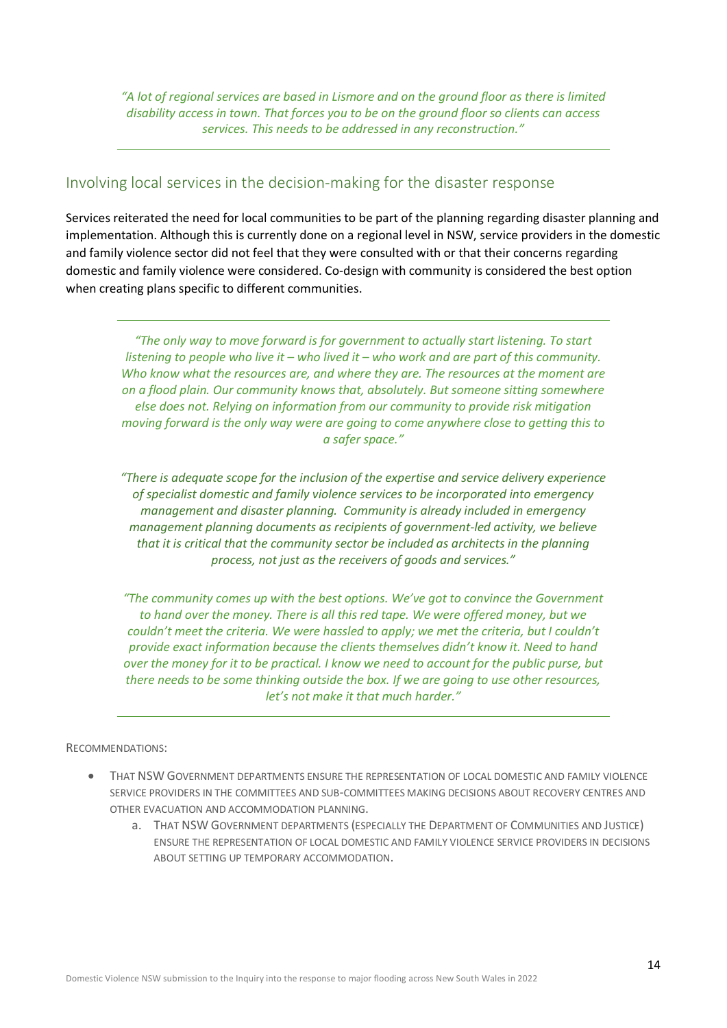*"A lot of regional services are based in Lismore and on the ground floor as there is limited disability access in town. That forces you to be on the ground floor so clients can access services. This needs to be addressed in any reconstruction."*

## Involving local services in the decision-making for the disaster response

Services reiterated the need for local communities to be part of the planning regarding disaster planning and implementation. Although this is currently done on a regional level in NSW, service providers in the domestic and family violence sector did not feel that they were consulted with or that their concerns regarding domestic and family violence were considered. Co-design with community is considered the best option when creating plans specific to different communities.

*"The only way to move forward is for government to actually start listening. To start listening to people who live it – who lived it – who work and are part of this community. Who know what the resources are, and where they are. The resources at the moment are on a flood plain. Our community knows that, absolutely. But someone sitting somewhere else does not. Relying on information from our community to provide risk mitigation moving forward is the only way were are going to come anywhere close to getting this to a safer space."*

*"There is adequate scope for the inclusion of the expertise and service delivery experience of specialist domestic and family violence services to be incorporated into emergency management and disaster planning. Community is already included in emergency management planning documents as recipients of government-led activity, we believe that it is critical that the community sector be included as architects in the planning process, not just as the receivers of goods and services."*

*"The community comes up with the best options. We've got to convince the Government to hand over the money. There is all this red tape. We were offered money, but we couldn't meet the criteria. We were hassled to apply; we met the criteria, but I couldn't provide exact information because the clients themselves didn't know it. Need to hand over the money for it to be practical. I know we need to account for the public purse, but there needs to be some thinking outside the box. If we are going to use other resources, let's not make it that much harder."*

RECOMMENDATIONS:

- THAT NSW GOVERNMENT DEPARTMENTS ENSURE THE REPRESENTATION OF LOCAL DOMESTIC AND FAMILY VIOLENCE SERVICE PROVIDERS IN THE COMMITTEES AND SUB-COMMITTEES MAKING DECISIONS ABOUT RECOVERY CENTRES AND OTHER EVACUATION AND ACCOMMODATION PLANNING.
    a. THAT NSW GOVERNMENT DEPARTMENTS (ESPECIALLY THE DEPARTMENT OF COMMUNITIES AND JUSTICE) ENSURE THE REPRESENTATION OF LOCAL DOMESTIC AND FAMILY VIOLENCE SERVICE PROVIDERS IN DECISIONS ABOUT SETTING UP TEMPORARY ACCOMMODATION.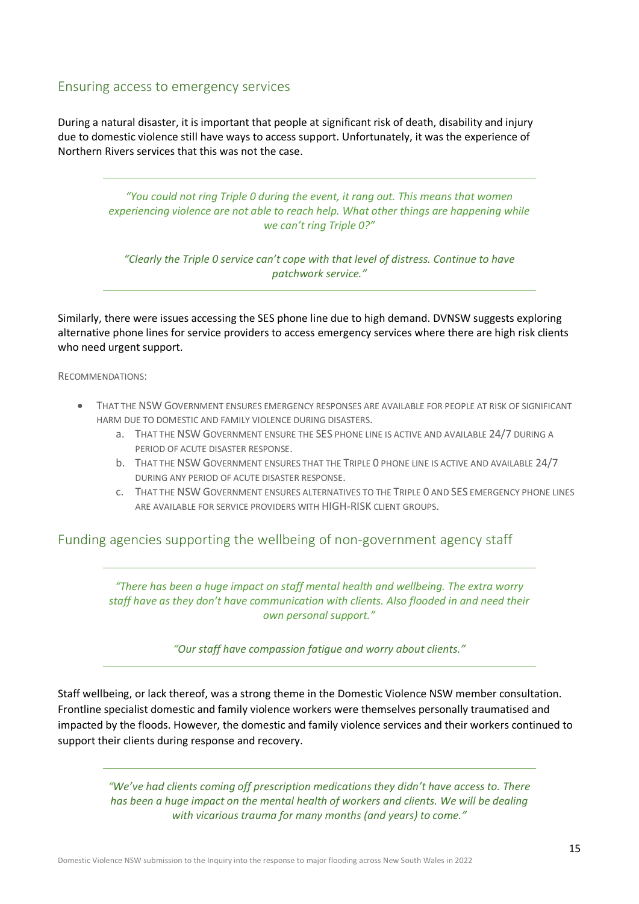## Ensuring access to emergency services

During a natural disaster, it is important that people at significant risk of death, disability and injury due to domestic violence still have ways to access support. Unfortunately, it was the experience of Northern Rivers services that this was not the case.

> *"You could not ring Triple 0 during the event, it rang out. This means that women experiencing violence are not able to reach help. What other things are happening while we can't ring Triple 0?"*
>
> *"Clearly the Triple 0 service can't cope with that level of distress. Continue to have patchwork service."*

Similarly, there were issues accessing the SES phone line due to high demand. DVNSW suggests exploring alternative phone lines for service providers to access emergency services where there are high risk clients who need urgent support.

RECOMMENDATIONS:

- THAT THE NSW GOVERNMENT ENSURES EMERGENCY RESPONSES ARE AVAILABLE FOR PEOPLE AT RISK OF SIGNIFICANT HARM DUE TO DOMESTIC AND FAMILY VIOLENCE DURING DISASTERS.
    a. THAT THE NSW GOVERNMENT ENSURE THE SES PHONE LINE IS ACTIVE AND AVAILABLE 24/7 DURING A PERIOD OF ACUTE DISASTER RESPONSE.
    b. THAT THE NSW GOVERNMENT ENSURES THAT THE TRIPLE 0 PHONE LINE IS ACTIVE AND AVAILABLE 24/7 DURING ANY PERIOD OF ACUTE DISASTER RESPONSE.
    c. THAT THE NSW GOVERNMENT ENSURES ALTERNATIVES TO THE TRIPLE 0 AND SES EMERGENCY PHONE LINES ARE AVAILABLE FOR SERVICE PROVIDERS WITH HIGH-RISK CLIENT GROUPS.

## Funding agencies supporting the wellbeing of non-government agency staff

> *"There has been a huge impact on staff mental health and wellbeing. The extra worry staff have as they don't have communication with clients. Also flooded in and need their own personal support."*
>
> *"Our staff have compassion fatigue and worry about clients."*

Staff wellbeing, or lack thereof, was a strong theme in the Domestic Violence NSW member consultation. Frontline specialist domestic and family violence workers were themselves personally traumatised and impacted by the floods. However, the domestic and family violence services and their workers continued to support their clients during response and recovery.

> *"We've had clients coming off prescription medications they didn't have access to. There has been a huge impact on the mental health of workers and clients. We will be dealing with vicarious trauma for many months (and years) to come."*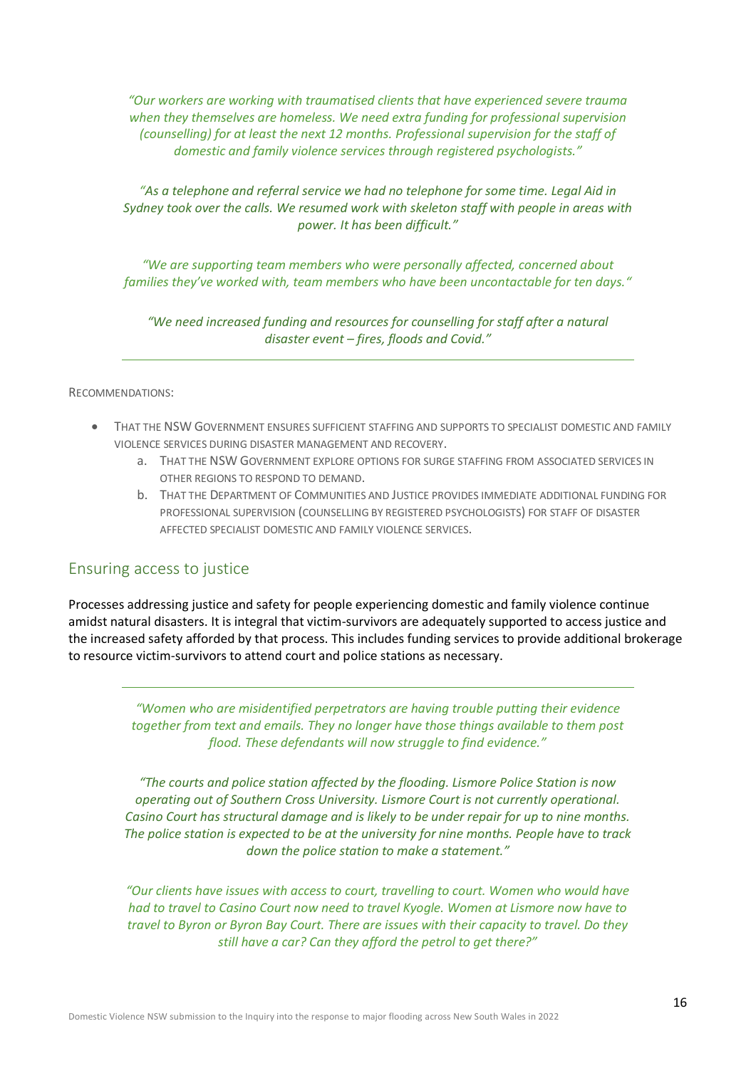*"Our workers are working with traumatised clients that have experienced severe trauma when they themselves are homeless. We need extra funding for professional supervision (counselling) for at least the next 12 months. Professional supervision for the staff of domestic and family violence services through registered psychologists."*

*"As a telephone and referral service we had no telephone for some time. Legal Aid in Sydney took over the calls. We resumed work with skeleton staff with people in areas with power. It has been difficult."*

*"We are supporting team members who were personally affected, concerned about families they've worked with, team members who have been uncontactable for ten days."*

*"We need increased funding and resources for counselling for staff after a natural disaster event – fires, floods and Covid."*

---

RECOMMENDATIONS:

- THAT THE NSW GOVERNMENT ENSURES SUFFICIENT STAFFING AND SUPPORTS TO SPECIALIST DOMESTIC AND FAMILY VIOLENCE SERVICES DURING DISASTER MANAGEMENT AND RECOVERY.
    a. THAT THE NSW GOVERNMENT EXPLORE OPTIONS FOR SURGE STAFFING FROM ASSOCIATED SERVICES IN OTHER REGIONS TO RESPOND TO DEMAND.
    b. THAT THE DEPARTMENT OF COMMUNITIES AND JUSTICE PROVIDES IMMEDIATE ADDITIONAL FUNDING FOR PROFESSIONAL SUPERVISION (COUNSELLING BY REGISTERED PSYCHOLOGISTS) FOR STAFF OF DISASTER AFFECTED SPECIALIST DOMESTIC AND FAMILY VIOLENCE SERVICES.

## Ensuring access to justice

Processes addressing justice and safety for people experiencing domestic and family violence continue amidst natural disasters. It is integral that victim-survivors are adequately supported to access justice and the increased safety afforded by that process. This includes funding services to provide additional brokerage to resource victim-survivors to attend court and police stations as necessary.

---

*"Women who are misidentified perpetrators are having trouble putting their evidence together from text and emails. They no longer have those things available to them post flood. These defendants will now struggle to find evidence."*

*"The courts and police station affected by the flooding. Lismore Police Station is now operating out of Southern Cross University. Lismore Court is not currently operational. Casino Court has structural damage and is likely to be under repair for up to nine months. The police station is expected to be at the university for nine months. People have to track down the police station to make a statement."*

*"Our clients have issues with access to court, travelling to court. Women who would have had to travel to Casino Court now need to travel Kyogle. Women at Lismore now have to travel to Byron or Byron Bay Court. There are issues with their capacity to travel. Do they still have a car? Can they afford the petrol to get there?"*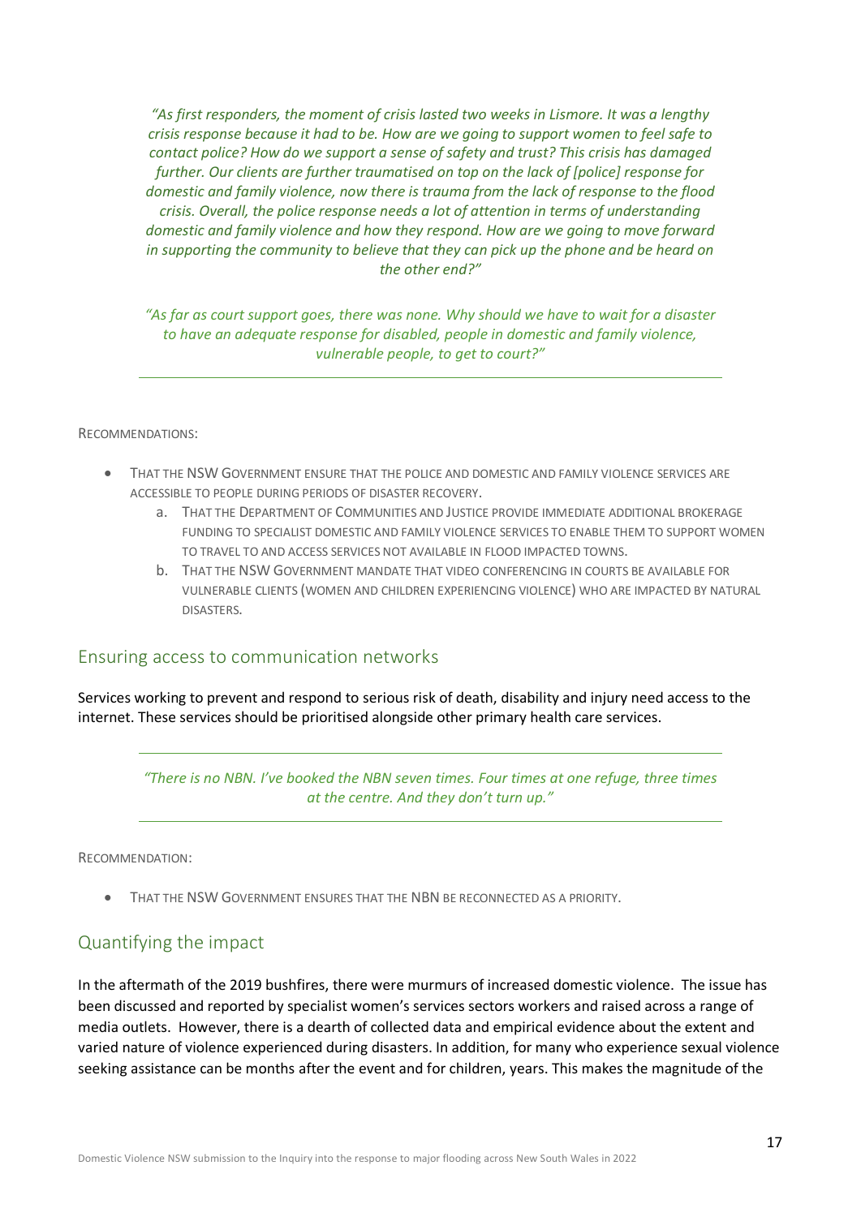*"As first responders, the moment of crisis lasted two weeks in Lismore. It was a lengthy crisis response because it had to be. How are we going to support women to feel safe to contact police? How do we support a sense of safety and trust? This crisis has damaged further. Our clients are further traumatised on top on the lack of [police] response for domestic and family violence, now there is trauma from the lack of response to the flood crisis. Overall, the police response needs a lot of attention in terms of understanding domestic and family violence and how they respond. How are we going to move forward in supporting the community to believe that they can pick up the phone and be heard on the other end?"*

*"As far as court support goes, there was none. Why should we have to wait for a disaster to have an adequate response for disabled, people in domestic and family violence, vulnerable people, to get to court?"*

---

RECOMMENDATIONS:

- THAT THE NSW GOVERNMENT ENSURE THAT THE POLICE AND DOMESTIC AND FAMILY VIOLENCE SERVICES ARE ACCESSIBLE TO PEOPLE DURING PERIODS OF DISASTER RECOVERY.
    a. THAT THE DEPARTMENT OF COMMUNITIES AND JUSTICE PROVIDE IMMEDIATE ADDITIONAL BROKERAGE FUNDING TO SPECIALIST DOMESTIC AND FAMILY VIOLENCE SERVICES TO ENABLE THEM TO SUPPORT WOMEN TO TRAVEL TO AND ACCESS SERVICES NOT AVAILABLE IN FLOOD IMPACTED TOWNS.
    b. THAT THE NSW GOVERNMENT MANDATE THAT VIDEO CONFERENCING IN COURTS BE AVAILABLE FOR VULNERABLE CLIENTS (WOMEN AND CHILDREN EXPERIENCING VIOLENCE) WHO ARE IMPACTED BY NATURAL DISASTERS.

## Ensuring access to communication networks

Services working to prevent and respond to serious risk of death, disability and injury need access to the internet. These services should be prioritised alongside other primary health care services.

---

*"There is no NBN. I've booked the NBN seven times. Four times at one refuge, three times at the centre. And they don't turn up."*

---

RECOMMENDATION:

- THAT THE NSW GOVERNMENT ENSURES THAT THE NBN BE RECONNECTED AS A PRIORITY.

## Quantifying the impact

In the aftermath of the 2019 bushfires, there were murmurs of increased domestic violence. The issue has been discussed and reported by specialist women's services sectors workers and raised across a range of media outlets. However, there is a dearth of collected data and empirical evidence about the extent and varied nature of violence experienced during disasters. In addition, for many who experience sexual violence seeking assistance can be months after the event and for children, years. This makes the magnitude of the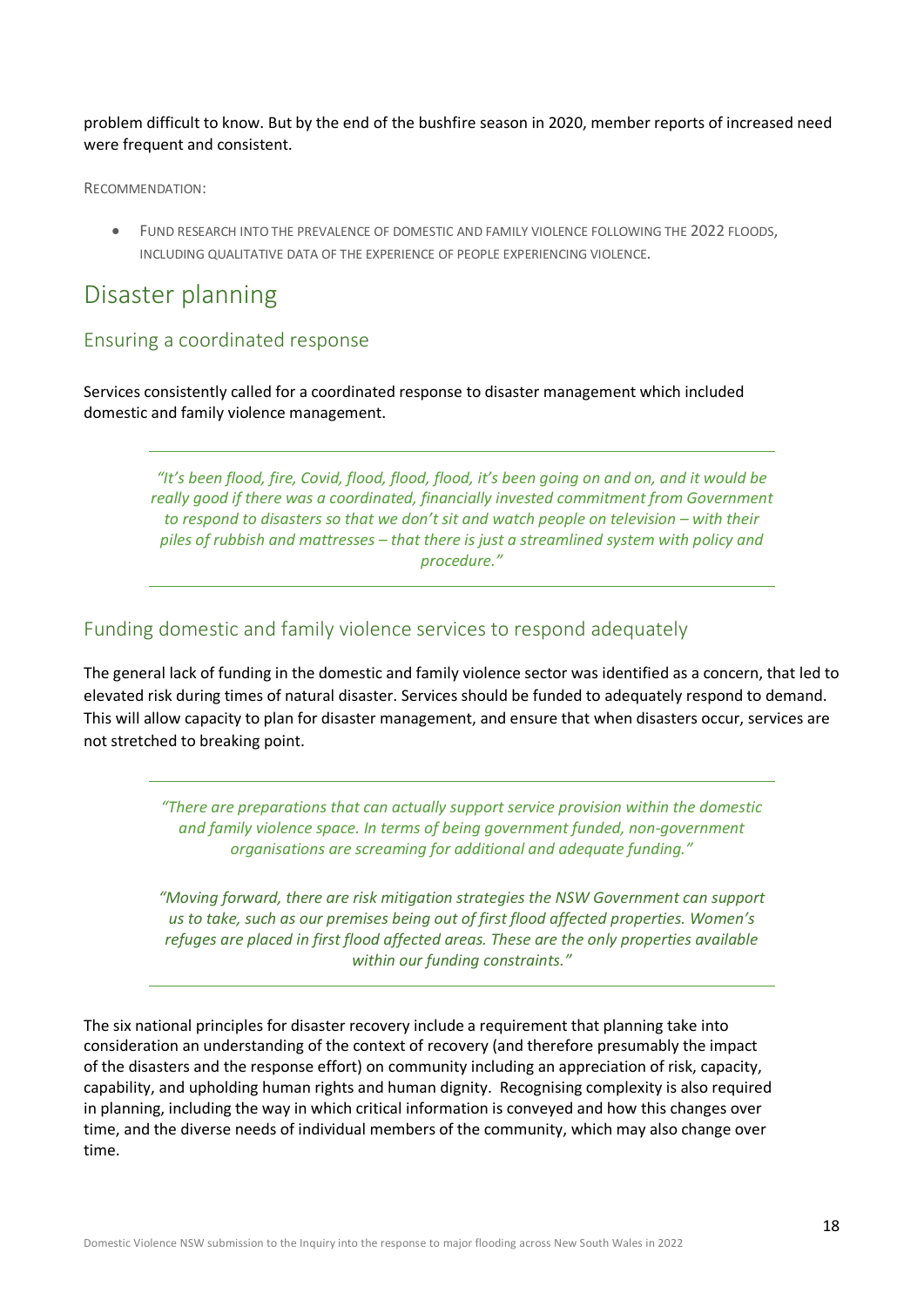problem difficult to know. But by the end of the bushfire season in 2020, member reports of increased need were frequent and consistent.

RECOMMENDATION:

- FUND RESEARCH INTO THE PREVALENCE OF DOMESTIC AND FAMILY VIOLENCE FOLLOWING THE 2022 FLOODS, INCLUDING QUALITATIVE DATA OF THE EXPERIENCE OF PEOPLE EXPERIENCING VIOLENCE.

# Disaster planning

## Ensuring a coordinated response

Services consistently called for a coordinated response to disaster management which included domestic and family violence management.

> *"It's been flood, fire, Covid, flood, flood, flood, it's been going on and on, and it would be really good if there was a coordinated, financially invested commitment from Government to respond to disasters so that we don't sit and watch people on television – with their piles of rubbish and mattresses – that there is just a streamlined system with policy and procedure."*

## Funding domestic and family violence services to respond adequately

The general lack of funding in the domestic and family violence sector was identified as a concern, that led to elevated risk during times of natural disaster. Services should be funded to adequately respond to demand. This will allow capacity to plan for disaster management, and ensure that when disasters occur, services are not stretched to breaking point.

> *"There are preparations that can actually support service provision within the domestic and family violence space. In terms of being government funded, non-government organisations are screaming for additional and adequate funding."*
>
> *"Moving forward, there are risk mitigation strategies the NSW Government can support us to take, such as our premises being out of first flood affected properties. Women's refuges are placed in first flood affected areas. These are the only properties available within our funding constraints."*

The six national principles for disaster recovery include a requirement that planning take into consideration an understanding of the context of recovery (and therefore presumably the impact of the disasters and the response effort) on community including an appreciation of risk, capacity, capability, and upholding human rights and human dignity. Recognising complexity is also required in planning, including the way in which critical information is conveyed and how this changes over time, and the diverse needs of individual members of the community, which may also change over time.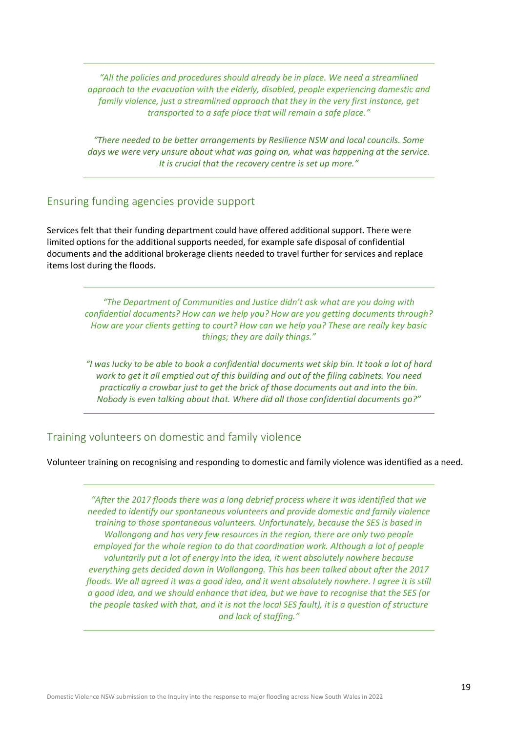> *"All the policies and procedures should already be in place. We need a streamlined approach to the evacuation with the elderly, disabled, people experiencing domestic and family violence, just a streamlined approach that they in the very first instance, get transported to a safe place that will remain a safe place."*
>
> *"There needed to be better arrangements by Resilience NSW and local councils. Some days we were very unsure about what was going on, what was happening at the service. It is crucial that the recovery centre is set up more."*

## Ensuring funding agencies provide support

Services felt that their funding department could have offered additional support. There were limited options for the additional supports needed, for example safe disposal of confidential documents and the additional brokerage clients needed to travel further for services and replace items lost during the floods.

> *"The Department of Communities and Justice didn't ask what are you doing with confidential documents? How can we help you? How are you getting documents through? How are your clients getting to court? How can we help you? These are really key basic things; they are daily things."*
>
> *"I was lucky to be able to book a confidential documents wet skip bin. It took a lot of hard work to get it all emptied out of this building and out of the filing cabinets. You need practically a crowbar just to get the brick of those documents out and into the bin. Nobody is even talking about that. Where did all those confidential documents go?"*

## Training volunteers on domestic and family violence

Volunteer training on recognising and responding to domestic and family violence was identified as a need.

> *"After the 2017 floods there was a long debrief process where it was identified that we needed to identify our spontaneous volunteers and provide domestic and family violence training to those spontaneous volunteers. Unfortunately, because the SES is based in Wollongong and has very few resources in the region, there are only two people employed for the whole region to do that coordination work. Although a lot of people voluntarily put a lot of energy into the idea, it went absolutely nowhere because everything gets decided down in Wollongong. This has been talked about after the 2017 floods. We all agreed it was a good idea, and it went absolutely nowhere. I agree it is still a good idea, and we should enhance that idea, but we have to recognise that the SES (or the people tasked with that, and it is not the local SES fault), it is a question of structure and lack of staffing."*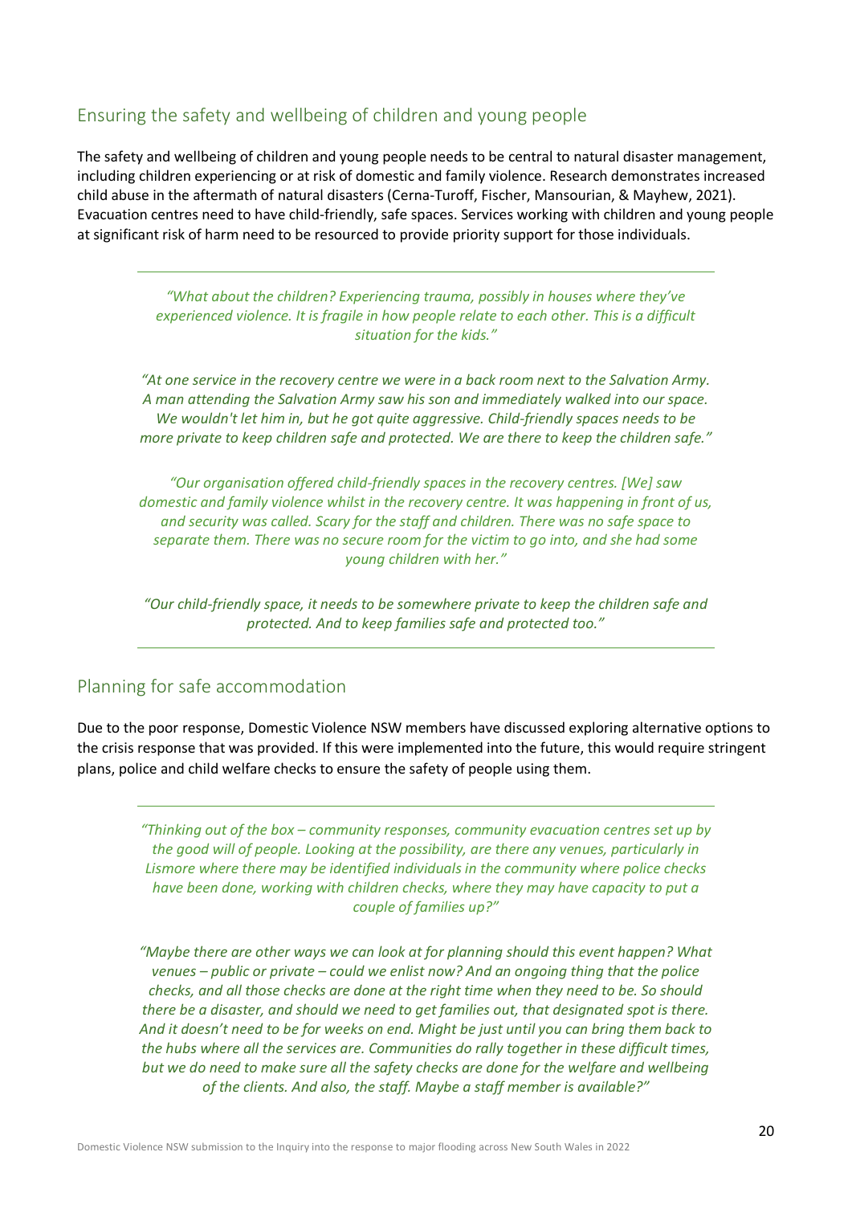## Ensuring the safety and wellbeing of children and young people

The safety and wellbeing of children and young people needs to be central to natural disaster management, including children experiencing or at risk of domestic and family violence. Research demonstrates increased child abuse in the aftermath of natural disasters (Cerna-Turoff, Fischer, Mansourian, & Mayhew, 2021). Evacuation centres need to have child-friendly, safe spaces. Services working with children and young people at significant risk of harm need to be resourced to provide priority support for those individuals.

---

*"What about the children? Experiencing trauma, possibly in houses where they've experienced violence. It is fragile in how people relate to each other. This is a difficult situation for the kids."*

*"At one service in the recovery centre we were in a back room next to the Salvation Army. A man attending the Salvation Army saw his son and immediately walked into our space. We wouldn't let him in, but he got quite aggressive. Child-friendly spaces needs to be more private to keep children safe and protected. We are there to keep the children safe."*

*"Our organisation offered child-friendly spaces in the recovery centres. [We] saw domestic and family violence whilst in the recovery centre. It was happening in front of us, and security was called. Scary for the staff and children. There was no safe space to separate them. There was no secure room for the victim to go into, and she had some young children with her."*

*"Our child-friendly space, it needs to be somewhere private to keep the children safe and protected. And to keep families safe and protected too."*

---

## Planning for safe accommodation

Due to the poor response, Domestic Violence NSW members have discussed exploring alternative options to the crisis response that was provided. If this were implemented into the future, this would require stringent plans, police and child welfare checks to ensure the safety of people using them.

---

*"Thinking out of the box – community responses, community evacuation centres set up by the good will of people. Looking at the possibility, are there any venues, particularly in Lismore where there may be identified individuals in the community where police checks have been done, working with children checks, where they may have capacity to put a couple of families up?"*

*"Maybe there are other ways we can look at for planning should this event happen? What venues – public or private – could we enlist now? And an ongoing thing that the police checks, and all those checks are done at the right time when they need to be. So should there be a disaster, and should we need to get families out, that designated spot is there. And it doesn't need to be for weeks on end. Might be just until you can bring them back to the hubs where all the services are. Communities do rally together in these difficult times, but we do need to make sure all the safety checks are done for the welfare and wellbeing of the clients. And also, the staff. Maybe a staff member is available?"*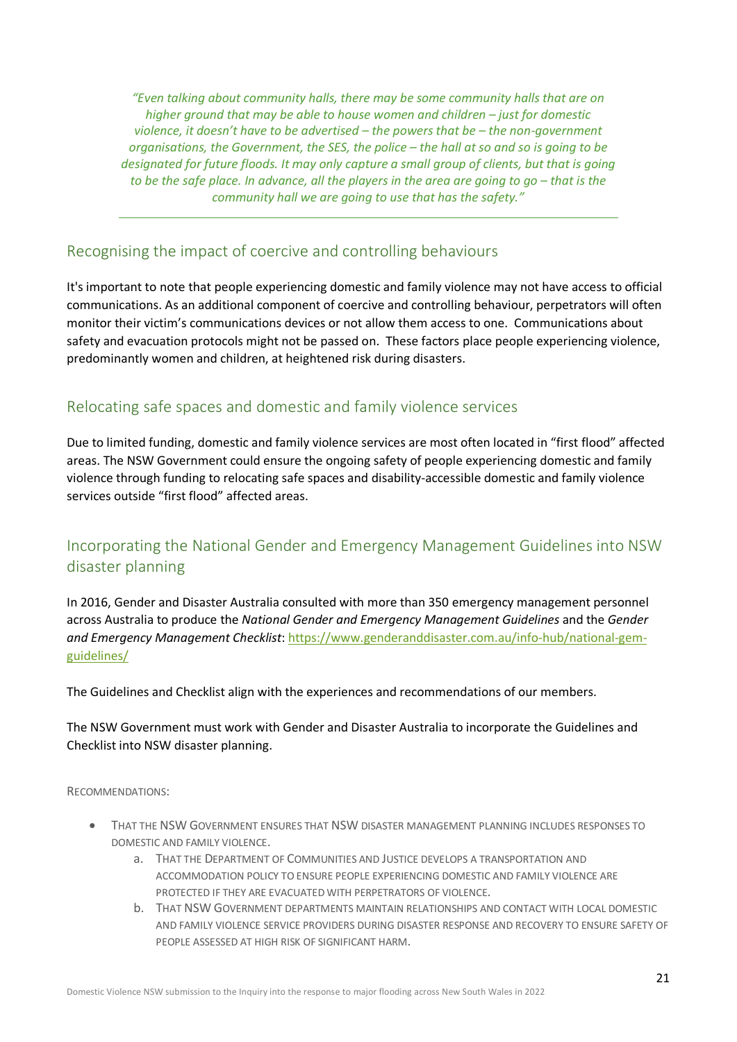*"Even talking about community halls, there may be some community halls that are on higher ground that may be able to house women and children – just for domestic violence, it doesn't have to be advertised – the powers that be – the non-government organisations, the Government, the SES, the police – the hall at so and so is going to be designated for future floods. It may only capture a small group of clients, but that is going to be the safe place. In advance, all the players in the area are going to go – that is the community hall we are going to use that has the safety."*

---

## Recognising the impact of coercive and controlling behaviours

It's important to note that people experiencing domestic and family violence may not have access to official communications. As an additional component of coercive and controlling behaviour, perpetrators will often monitor their victim's communications devices or not allow them access to one. Communications about safety and evacuation protocols might not be passed on. These factors place people experiencing violence, predominantly women and children, at heightened risk during disasters.

## Relocating safe spaces and domestic and family violence services

Due to limited funding, domestic and family violence services are most often located in "first flood" affected areas. The NSW Government could ensure the ongoing safety of people experiencing domestic and family violence through funding to relocating safe spaces and disability-accessible domestic and family violence services outside "first flood" affected areas.

## Incorporating the National Gender and Emergency Management Guidelines into NSW disaster planning

In 2016, Gender and Disaster Australia consulted with more than 350 emergency management personnel across Australia to produce the *National Gender and Emergency Management Guidelines* and the *Gender and Emergency Management Checklist*: [https://www.genderanddisaster.com.au/info-hub/national-gem-guidelines/](https://www.genderanddisaster.com.au/info-hub/national-gem-guidelines/)

The Guidelines and Checklist align with the experiences and recommendations of our members.

The NSW Government must work with Gender and Disaster Australia to incorporate the Guidelines and Checklist into NSW disaster planning.

RECOMMENDATIONS:

- THAT THE NSW GOVERNMENT ENSURES THAT NSW DISASTER MANAGEMENT PLANNING INCLUDES RESPONSES TO DOMESTIC AND FAMILY VIOLENCE.
    a. THAT THE DEPARTMENT OF COMMUNITIES AND JUSTICE DEVELOPS A TRANSPORTATION AND ACCOMMODATION POLICY TO ENSURE PEOPLE EXPERIENCING DOMESTIC AND FAMILY VIOLENCE ARE PROTECTED IF THEY ARE EVACUATED WITH PERPETRATORS OF VIOLENCE.
    b. THAT NSW GOVERNMENT DEPARTMENTS MAINTAIN RELATIONSHIPS AND CONTACT WITH LOCAL DOMESTIC AND FAMILY VIOLENCE SERVICE PROVIDERS DURING DISASTER RESPONSE AND RECOVERY TO ENSURE SAFETY OF PEOPLE ASSESSED AT HIGH RISK OF SIGNIFICANT HARM.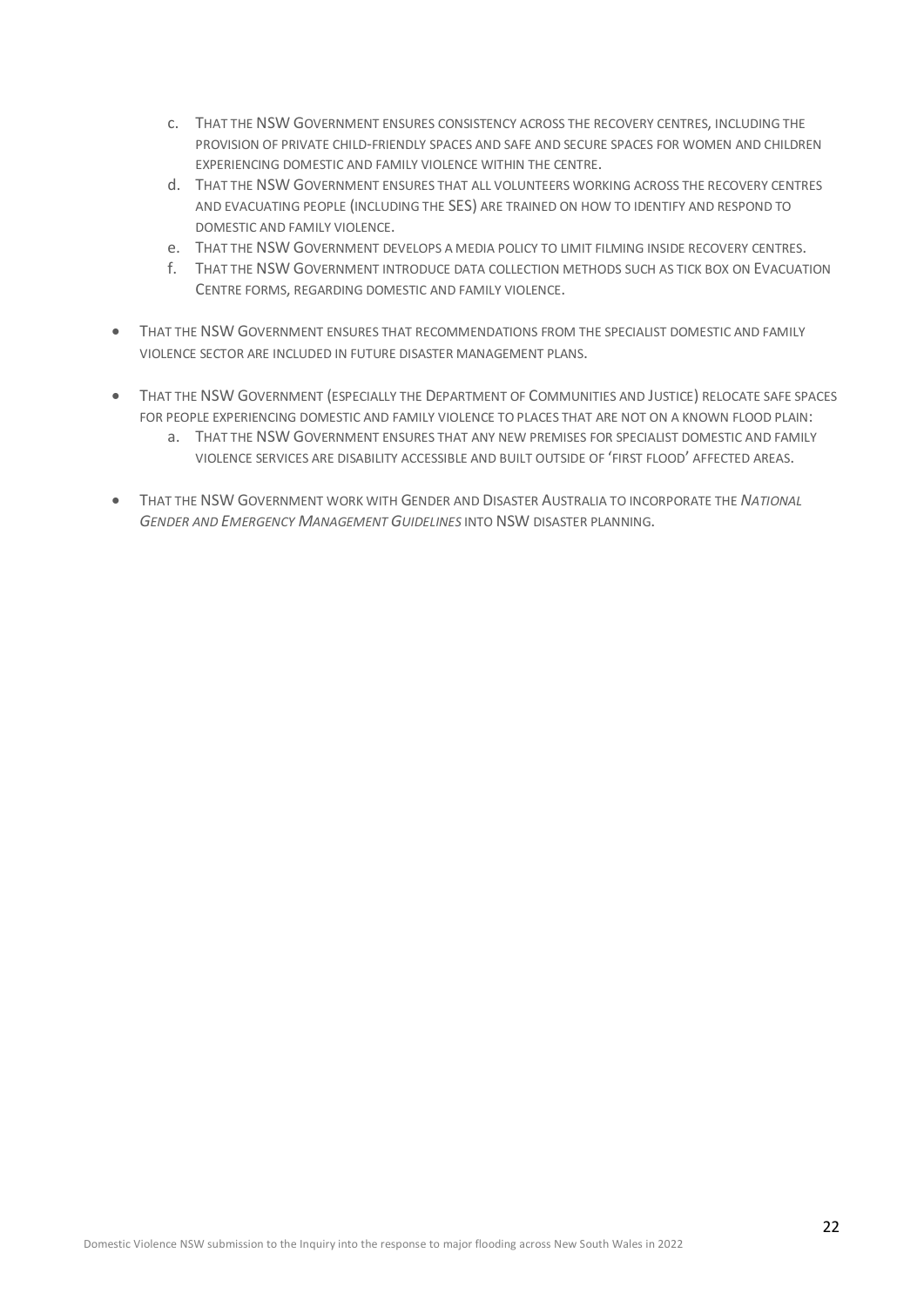c. THAT THE NSW GOVERNMENT ENSURES CONSISTENCY ACROSS THE RECOVERY CENTRES, INCLUDING THE PROVISION OF PRIVATE CHILD-FRIENDLY SPACES AND SAFE AND SECURE SPACES FOR WOMEN AND CHILDREN EXPERIENCING DOMESTIC AND FAMILY VIOLENCE WITHIN THE CENTRE.
d. THAT THE NSW GOVERNMENT ENSURES THAT ALL VOLUNTEERS WORKING ACROSS THE RECOVERY CENTRES AND EVACUATING PEOPLE (INCLUDING THE SES) ARE TRAINED ON HOW TO IDENTIFY AND RESPOND TO DOMESTIC AND FAMILY VIOLENCE.
e. THAT THE NSW GOVERNMENT DEVELOPS A MEDIA POLICY TO LIMIT FILMING INSIDE RECOVERY CENTRES.
f. THAT THE NSW GOVERNMENT INTRODUCE DATA COLLECTION METHODS SUCH AS TICK BOX ON EVACUATION CENTRE FORMS, REGARDING DOMESTIC AND FAMILY VIOLENCE.

- THAT THE NSW GOVERNMENT ENSURES THAT RECOMMENDATIONS FROM THE SPECIALIST DOMESTIC AND FAMILY VIOLENCE SECTOR ARE INCLUDED IN FUTURE DISASTER MANAGEMENT PLANS.

- THAT THE NSW GOVERNMENT (ESPECIALLY THE DEPARTMENT OF COMMUNITIES AND JUSTICE) RELOCATE SAFE SPACES FOR PEOPLE EXPERIENCING DOMESTIC AND FAMILY VIOLENCE TO PLACES THAT ARE NOT ON A KNOWN FLOOD PLAIN:
  a. THAT THE NSW GOVERNMENT ENSURES THAT ANY NEW PREMISES FOR SPECIALIST DOMESTIC AND FAMILY VIOLENCE SERVICES ARE DISABILITY ACCESSIBLE AND BUILT OUTSIDE OF 'FIRST FLOOD' AFFECTED AREAS.

- THAT THE NSW GOVERNMENT WORK WITH GENDER AND DISASTER AUSTRALIA TO INCORPORATE THE *NATIONAL GENDER AND EMERGENCY MANAGEMENT GUIDELINES* INTO NSW DISASTER PLANNING.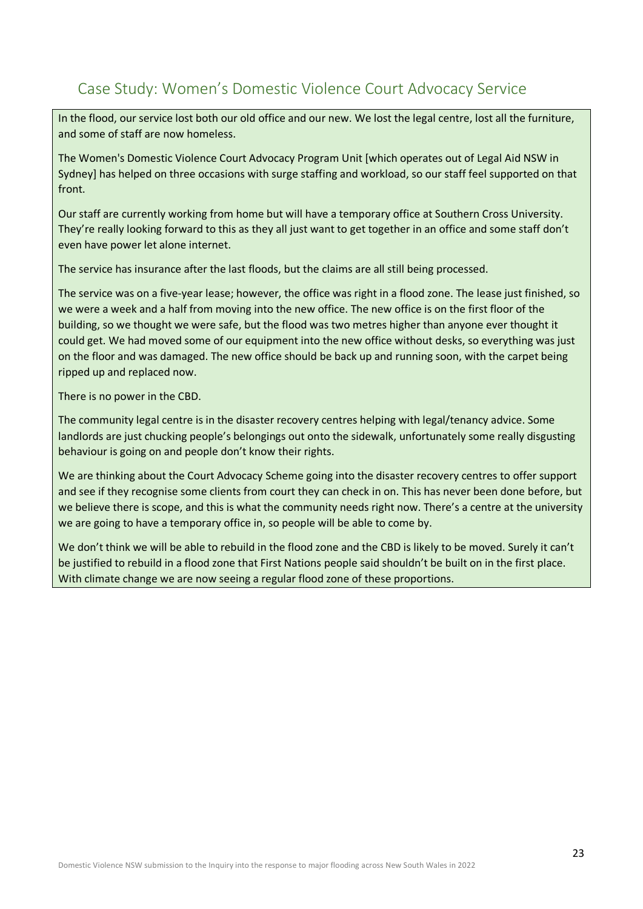## Case Study: Women's Domestic Violence Court Advocacy Service

In the flood, our service lost both our old office and our new. We lost the legal centre, lost all the furniture, and some of staff are now homeless.

The Women's Domestic Violence Court Advocacy Program Unit [which operates out of Legal Aid NSW in Sydney] has helped on three occasions with surge staffing and workload, so our staff feel supported on that front.

Our staff are currently working from home but will have a temporary office at Southern Cross University. They're really looking forward to this as they all just want to get together in an office and some staff don't even have power let alone internet.

The service has insurance after the last floods, but the claims are all still being processed.

The service was on a five-year lease; however, the office was right in a flood zone. The lease just finished, so we were a week and a half from moving into the new office. The new office is on the first floor of the building, so we thought we were safe, but the flood was two metres higher than anyone ever thought it could get. We had moved some of our equipment into the new office without desks, so everything was just on the floor and was damaged. The new office should be back up and running soon, with the carpet being ripped up and replaced now.

There is no power in the CBD.

The community legal centre is in the disaster recovery centres helping with legal/tenancy advice. Some landlords are just chucking people's belongings out onto the sidewalk, unfortunately some really disgusting behaviour is going on and people don't know their rights.

We are thinking about the Court Advocacy Scheme going into the disaster recovery centres to offer support and see if they recognise some clients from court they can check in on. This has never been done before, but we believe there is scope, and this is what the community needs right now. There's a centre at the university we are going to have a temporary office in, so people will be able to come by.

We don't think we will be able to rebuild in the flood zone and the CBD is likely to be moved. Surely it can't be justified to rebuild in a flood zone that First Nations people said shouldn't be built on in the first place. With climate change we are now seeing a regular flood zone of these proportions.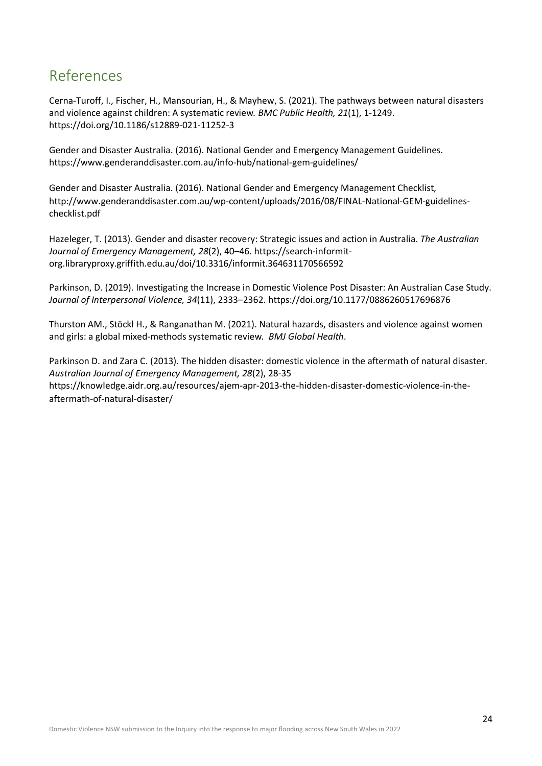# References

Cerna-Turoff, I., Fischer, H., Mansourian, H., & Mayhew, S. (2021). The pathways between natural disasters and violence against children: A systematic review. *BMC Public Health, 21*(1), 1-1249. https://doi.org/10.1186/s12889-021-11252-3

Gender and Disaster Australia. (2016). National Gender and Emergency Management Guidelines. https://www.genderanddisaster.com.au/info-hub/national-gem-guidelines/

Gender and Disaster Australia. (2016). National Gender and Emergency Management Checklist, http://www.genderanddisaster.com.au/wp-content/uploads/2016/08/FINAL-National-GEM-guidelines-checklist.pdf

Hazeleger, T. (2013). Gender and disaster recovery: Strategic issues and action in Australia. *The Australian Journal of Emergency Management, 28*(2), 40–46. https://search-informit-org.libraryproxy.griffith.edu.au/doi/10.3316/informit.364631170566592

Parkinson, D. (2019). Investigating the Increase in Domestic Violence Post Disaster: An Australian Case Study. *Journal of Interpersonal Violence, 34*(11), 2333–2362. https://doi.org/10.1177/0886260517696876

Thurston AM., Stöckl H., & Ranganathan M. (2021). Natural hazards, disasters and violence against women and girls: a global mixed-methods systematic review. *BMJ Global Health*.

Parkinson D. and Zara C. (2013). The hidden disaster: domestic violence in the aftermath of natural disaster. *Australian Journal of Emergency Management, 28*(2), 28-35 https://knowledge.aidr.org.au/resources/ajem-apr-2013-the-hidden-disaster-domestic-violence-in-the-aftermath-of-natural-disaster/